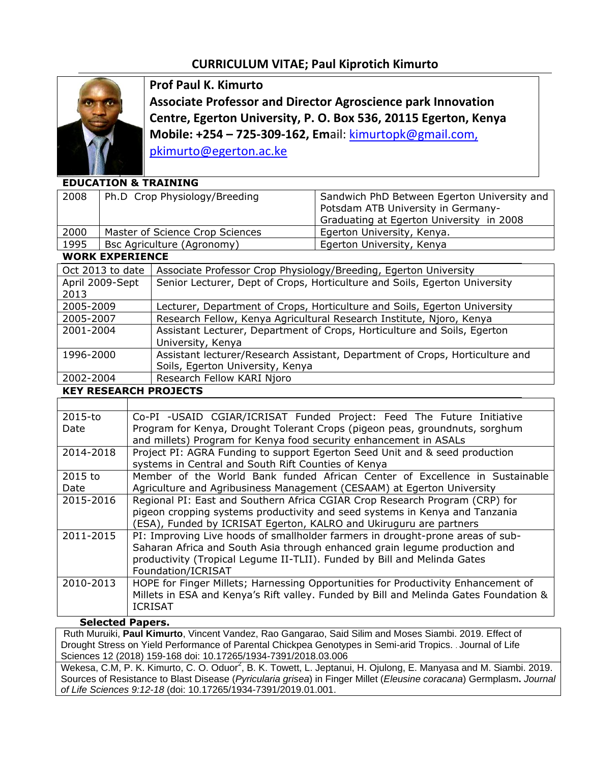# CURRICULUM VITAE; Paul Kiprotich Kimurto

**Prof Paul K. Kimurto**
**Associate Professor and Director Agroscience park Innovation Centre, Egerton University, P. O. Box 536, 20115 Egerton, Kenya**
**Mobile: +254 – 725-309-162, Em**ail: kimurtopk@gmail.com, pkimurto@egerton.ac.ke

## EDUCATION & TRAINING

| | | |
|---|---|---|
| 2008 | Ph.D Crop Physiology/Breeding | Sandwich PhD Between Egerton University and Potsdam ATB University in Germany- Graduating at Egerton University in 2008 |
| 2000 | Master of Science Crop Sciences | Egerton University, Kenya. |
| 1995 | Bsc Agriculture (Agronomy) | Egerton University, Kenya |

## WORK EXPERIENCE

| | |
|---|---|
| Oct 2013 to date | Associate Professor Crop Physiology/Breeding, Egerton University |
| April 2009-Sept 2013 | Senior Lecturer, Dept of Crops, Horticulture and Soils, Egerton University |
| 2005-2009 | Lecturer, Department of Crops, Horticulture and Soils, Egerton University |
| 2005-2007 | Research Fellow, Kenya Agricultural Research Institute, Njoro, Kenya |
| 2001-2004 | Assistant Lecturer, Department of Crops, Horticulture and Soils, Egerton University, Kenya |
| 1996-2000 | Assistant lecturer/Research Assistant, Department of Crops, Horticulture and Soils, Egerton University, Kenya |
| 2002-2004 | Research Fellow KARI Njoro |

## KEY RESEARCH PROJECTS

| | |
|---|---|
| 2015-to Date | Co-PI -USAID CGIAR/ICRISAT Funded Project: Feed The Future Initiative Program for Kenya, Drought Tolerant Crops (pigeon peas, groundnuts, sorghum and millets) Program for Kenya food security enhancement in ASALs |
| 2014-2018 | Project PI: AGRA Funding to support Egerton Seed Unit and & seed production systems in Central and South Rift Counties of Kenya |
| 2015 to Date | Member of the World Bank funded African Center of Excellence in Sustainable Agriculture and Agribusiness Management (CESAAM) at Egerton University |
| 2015-2016 | Regional PI: East and Southern Africa CGIAR Crop Research Program (CRP) for pigeon cropping systems productivity and seed systems in Kenya and Tanzania (ESA), Funded by ICRISAT Egerton, KALRO and Ukiruguru are partners |
| 2011-2015 | PI: Improving Live hoods of smallholder farmers in drought-prone areas of sub-Saharan Africa and South Asia through enhanced grain legume production and productivity (Tropical Legume II-TLII). Funded by Bill and Melinda Gates Foundation/ICRISAT |
| 2010-2013 | HOPE for Finger Millets; Harnessing Opportunities for Productivity Enhancement of Millets in ESA and Kenya's Rift valley. Funded by Bill and Melinda Gates Foundation & ICRISAT |

## Selected Papers.

Ruth Muruiki, **Paul Kimurto**, Vincent Vandez, Rao Gangarao, Said Silim and Moses Siambi. 2019. Effect of Drought Stress on Yield Performance of Parental Chickpea Genotypes in Semi-arid Tropics. . Journal of Life Sciences 12 (2018) 159-168 doi: 10.17265/1934-7391/2018.03.006

Wekesa, C.M, P. K. Kimurto, C. O. Oduor[2], B. K. Towett, L. Jeptanui, H. Ojulong, E. Manyasa and M. Siambi. 2019. Sources of Resistance to Blast Disease (*Pyricularia grisea*) in Finger Millet (*Eleusine coracana*) Germplasm**.** *Journal of Life Sciences 9:12-18* (doi: 10.17265/1934-7391/2019.01.001.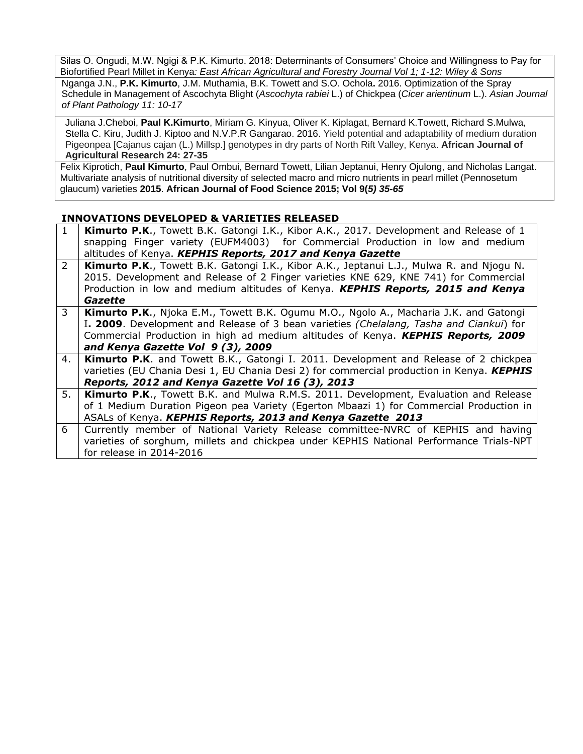| |
|---|
| Silas O. Ongudi, M.W. Ngigi & P.K. Kimurto. 2018: Determinants of Consumers' Choice and Willingness to Pay for Biofortified Pearl Millet in Kenya*: East African Agricultural and Forestry Journal Vol 1; 1-12: Wiley & Sons* |
| Nganga J.N., **P.K. Kimurto**, J.M. Muthamia, B.K. Towett and S.O. Ochola**.** 2016. Optimization of the Spray Schedule in Management of Ascochyta Blight (*Ascochyta rabiei* L.) of Chickpea (*Cicer arientinum* L.). *Asian Journal of Plant Pathology 11: 10-17* |
| Juliana J.Cheboi, **Paul K.Kimurto**, Miriam G. Kinyua, Oliver K. Kiplagat, Bernard K.Towett, Richard S.Mulwa, Stella C. Kiru, Judith J. Kiptoo and N.V.P.R Gangarao. 2016. Yield potential and adaptability of medium duration Pigeonpea [Cajanus cajan (L.) Millsp.] genotypes in dry parts of North Rift Valley, Kenya. **African Journal of Agricultural Research 24: 27-35** |
| Felix Kiprotich, **Paul Kimurto**, Paul Ombui, Bernard Towett, Lilian Jeptanui, Henry Ojulong, and Nicholas Langat. Multivariate analysis of nutritional diversity of selected macro and micro nutrients in pearl millet (Pennosetum glaucum) varieties **2015**. **African Journal of Food Science 2015; Vol 9(*5) 35-65*** |

**INNOVATIONS DEVELOPED & VARIETIES RELEASED**

| | |
|---|---|
| 1 | **Kimurto P.K**., Towett B.K. Gatongi I.K., Kibor A.K., 2017. Development and Release of 1 snapping Finger variety (EUFM4003) for Commercial Production in low and medium altitudes of Kenya. ***KEPHIS Reports, 2017 and Kenya Gazette*** |
| 2 | **Kimurto P.K**., Towett B.K. Gatongi I.K., Kibor A.K., Jeptanui L.J., Mulwa R. and Njogu N. 2015. Development and Release of 2 Finger varieties KNE 629, KNE 741) for Commercial Production in low and medium altitudes of Kenya. ***KEPHIS Reports, 2015 and Kenya Gazette*** |
| 3 | **Kimurto P.K**., Njoka E.M., Towett B.K. Ogumu M.O., Ngolo A., Macharia J.K. and Gatongi I**. 2009**. Development and Release of 3 bean varieties *(Chelalang, Tasha and Ciankui*) for Commercial Production in high ad medium altitudes of Kenya. ***KEPHIS Reports, 2009 and Kenya Gazette Vol 9 (3), 2009*** |
| 4. | **Kimurto P.K**. and Towett B.K., Gatongi I. 2011. Development and Release of 2 chickpea varieties (EU Chania Desi 1, EU Chania Desi 2) for commercial production in Kenya. ***KEPHIS Reports, 2012 and Kenya Gazette Vol 16 (3), 2013*** |
| 5. | **Kimurto P.K**., Towett B.K. and Mulwa R.M.S. 2011. Development, Evaluation and Release of 1 Medium Duration Pigeon pea Variety (Egerton Mbaazi 1) for Commercial Production in ASALs of Kenya. ***KEPHIS Reports, 2013 and Kenya Gazette 2013*** |
| 6 | Currently member of National Variety Release committee-NVRC of KEPHIS and having varieties of sorghum, millets and chickpea under KEPHIS National Performance Trials-NPT for release in 2014-2016 |